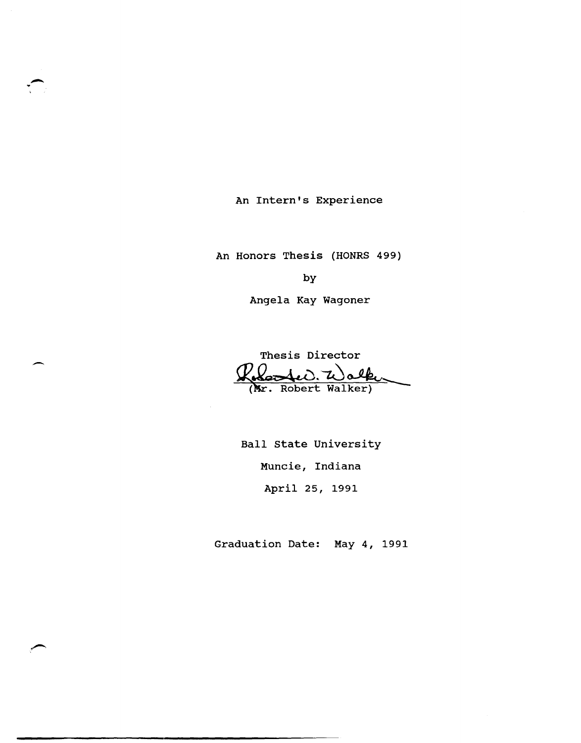# An Intern's Experience

An Honors Thesis (HONRS 499)

by

Angela Kay Wagoner

Thesis Director

(Mr. Robert Walker)

Ball State University

Muncie, Indiana

April 25, 1991

Graduation Date: May 4, 1991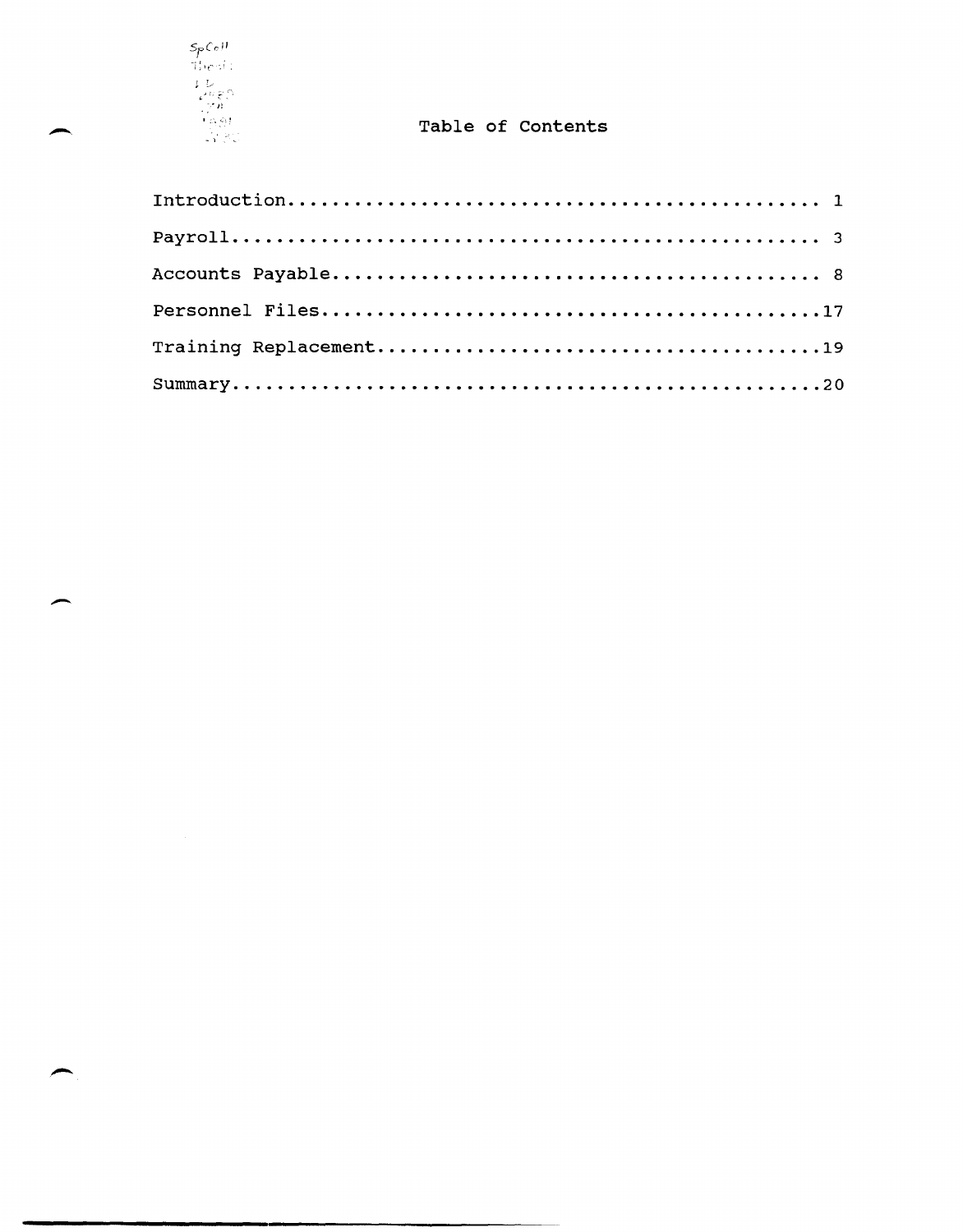# Table of Contents

| | |
|---|---|
| Introduction | 1 |
| Payroll | 3 |
| Accounts Payable | 8 |
| Personnel Files | 17 |
| Training Replacement | 19 |
| Summary | 20 |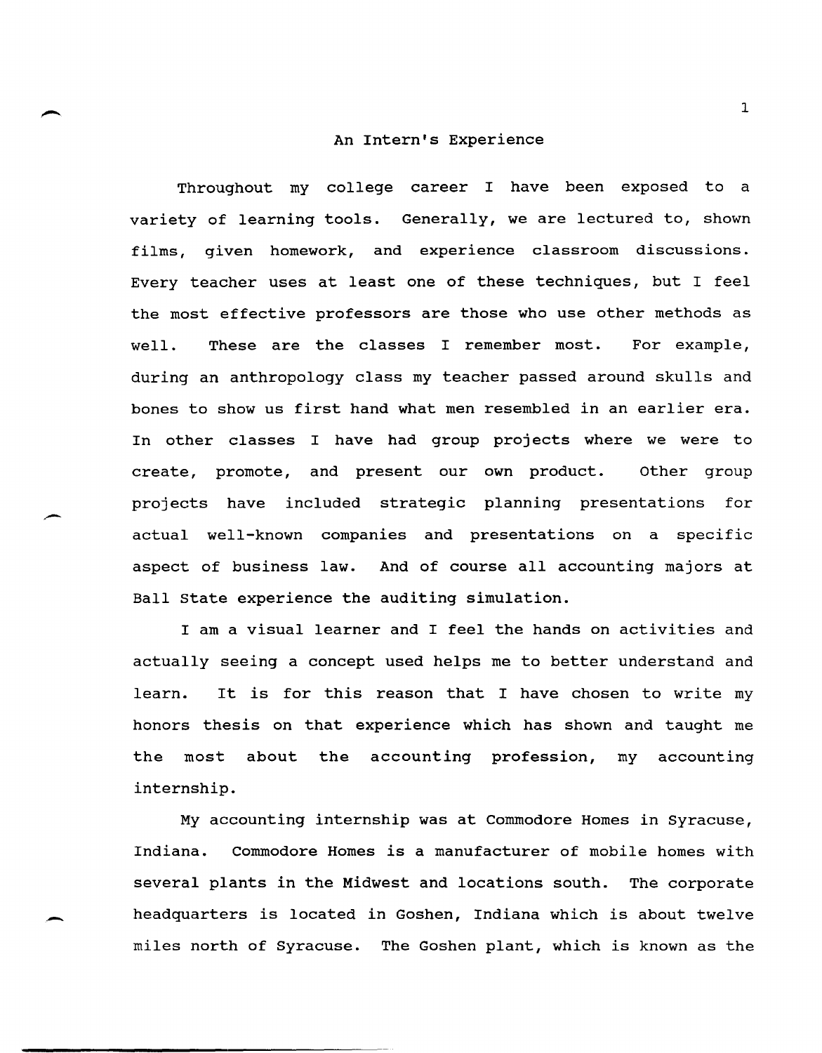# An Intern's Experience

Throughout my college career I have been exposed to a variety of learning tools. Generally, we are lectured to, shown films, given homework, and experience classroom discussions. Every teacher uses at least one of these techniques, but I feel the most effective professors are those who use other methods as well. These are the classes I remember most. For example, during an anthropology class my teacher passed around skulls and bones to show us first hand what men resembled in an earlier era. In other classes I have had group projects where we were to create, promote, and present our own product. Other group projects have included strategic planning presentations for actual well-known companies and presentations on a specific aspect of business law. And of course all accounting majors at Ball State experience the auditing simulation.

I am a visual learner and I feel the hands on activities and actually seeing a concept used helps me to better understand and learn. It is for this reason that I have chosen to write my honors thesis on that experience which has shown and taught me the most about the accounting profession, my accounting internship.

My accounting internship was at Commodore Homes in Syracuse, Indiana. Commodore Homes is a manufacturer of mobile homes with several plants in the Midwest and locations south. The corporate headquarters is located in Goshen, Indiana which is about twelve miles north of Syracuse. The Goshen plant, which is known as the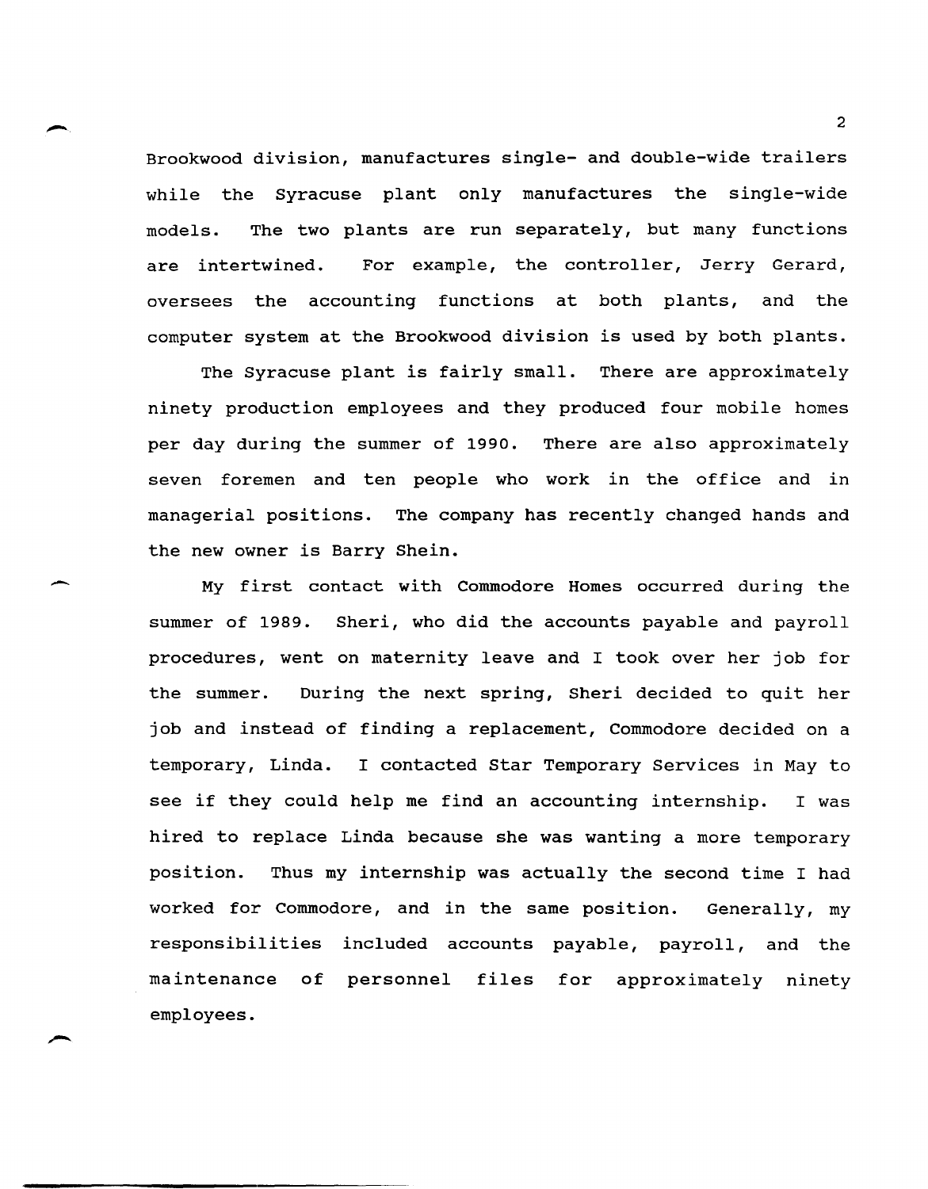Brookwood division, manufactures single- and double-wide trailers while the Syracuse plant only manufactures the single-wide models. The two plants are run separately, but many functions are intertwined. For example, the controller, Jerry Gerard, oversees the accounting functions at both plants, and the computer system at the Brookwood division is used by both plants.

The Syracuse plant is fairly small. There are approximately ninety production employees and they produced four mobile homes per day during the summer of 1990. There are also approximately seven foremen and ten people who work in the office and in managerial positions. The company has recently changed hands and the new owner is Barry Shein.

My first contact with Commodore Homes occurred during the summer of 1989. Sheri, who did the accounts payable and payroll procedures, went on maternity leave and I took over her job for the summer. During the next spring, Sheri decided to quit her job and instead of finding a replacement, Commodore decided on a temporary, Linda. I contacted Star Temporary Services in May to see if they could help me find an accounting internship. I was hired to replace Linda because she was wanting a more temporary position. Thus my internship was actually the second time I had worked for Commodore, and in the same position. Generally, my responsibilities included accounts payable, payroll, and the maintenance of personnel files for approximately ninety employees.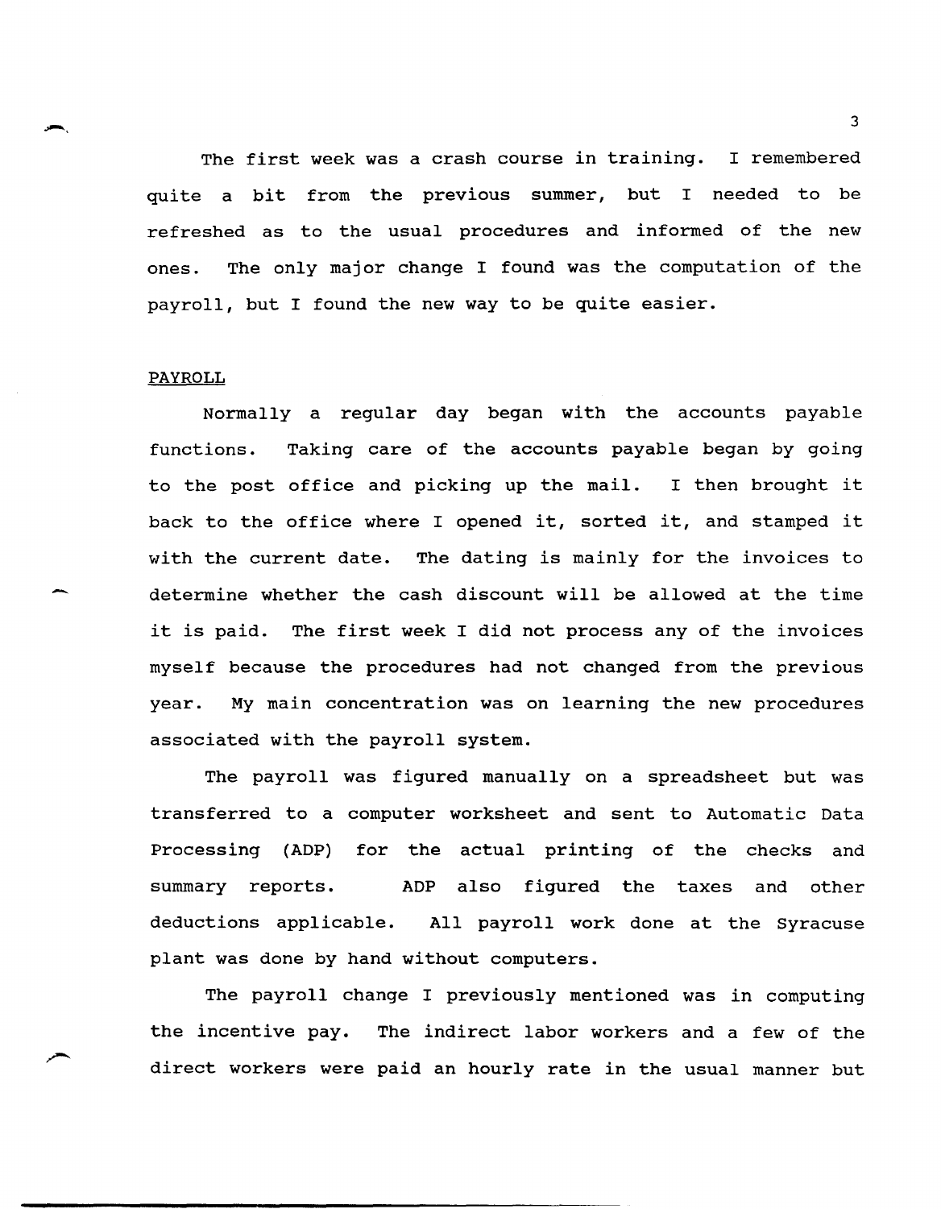The first week was a crash course in training. I remembered quite a bit from the previous summer, but I needed to be refreshed as to the usual procedures and informed of the new ones. The only major change I found was the computation of the payroll, but I found the new way to be quite easier.

PAYROLL

Normally a regular day began with the accounts payable functions. Taking care of the accounts payable began by going to the post office and picking up the mail. I then brought it back to the office where I opened it, sorted it, and stamped it with the current date. The dating is mainly for the invoices to determine whether the cash discount will be allowed at the time it is paid. The first week I did not process any of the invoices myself because the procedures had not changed from the previous year. My main concentration was on learning the new procedures associated with the payroll system.

The payroll was figured manually on a spreadsheet but was transferred to a computer worksheet and sent to Automatic Data Processing (ADP) for the actual printing of the checks and summary reports. ADP also figured the taxes and other deductions applicable. All payroll work done at the Syracuse plant was done by hand without computers.

The payroll change I previously mentioned was in computing the incentive pay. The indirect labor workers and a few of the direct workers were paid an hourly rate in the usual manner but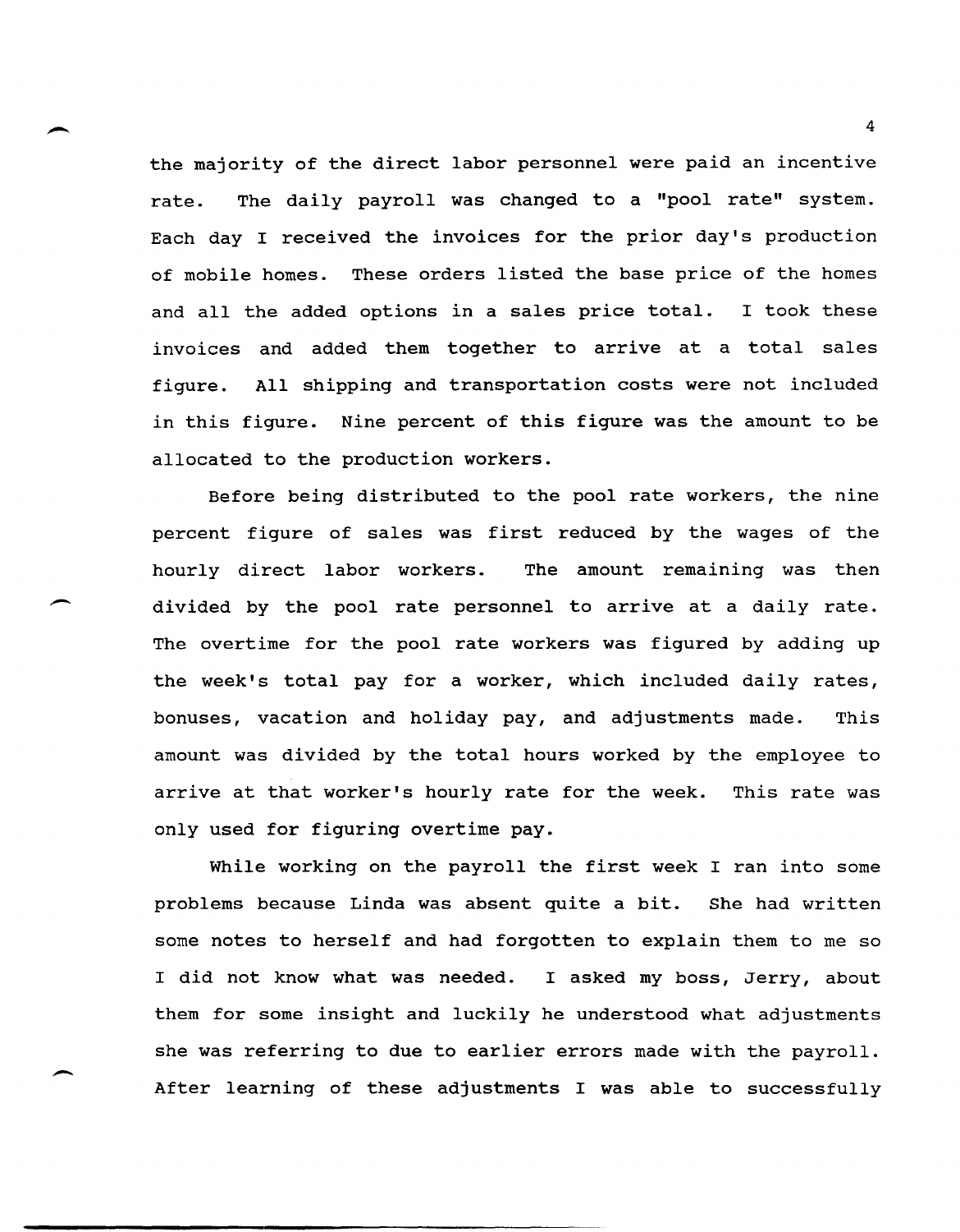the majority of the direct labor personnel were paid an incentive rate. The daily payroll was changed to a "pool rate" system. Each day I received the invoices for the prior day's production of mobile homes. These orders listed the base price of the homes and all the added options in a sales price total. I took these invoices and added them together to arrive at a total sales figure. All shipping and transportation costs were not included in this figure. Nine percent of this figure was the amount to be allocated to the production workers.

Before being distributed to the pool rate workers, the nine percent figure of sales was first reduced by the wages of the hourly direct labor workers. The amount remaining was then divided by the pool rate personnel to arrive at a daily rate. The overtime for the pool rate workers was figured by adding up the week's total pay for a worker, which included daily rates, bonuses, vacation and holiday pay, and adjustments made. This amount was divided by the total hours worked by the employee to arrive at that worker's hourly rate for the week. This rate was only used for figuring overtime pay.

While working on the payroll the first week I ran into some problems because Linda was absent quite a bit. She had written some notes to herself and had forgotten to explain them to me so I did not know what was needed. I asked my boss, Jerry, about them for some insight and luckily he understood what adjustments she was referring to due to earlier errors made with the payroll. After learning of these adjustments I was able to successfully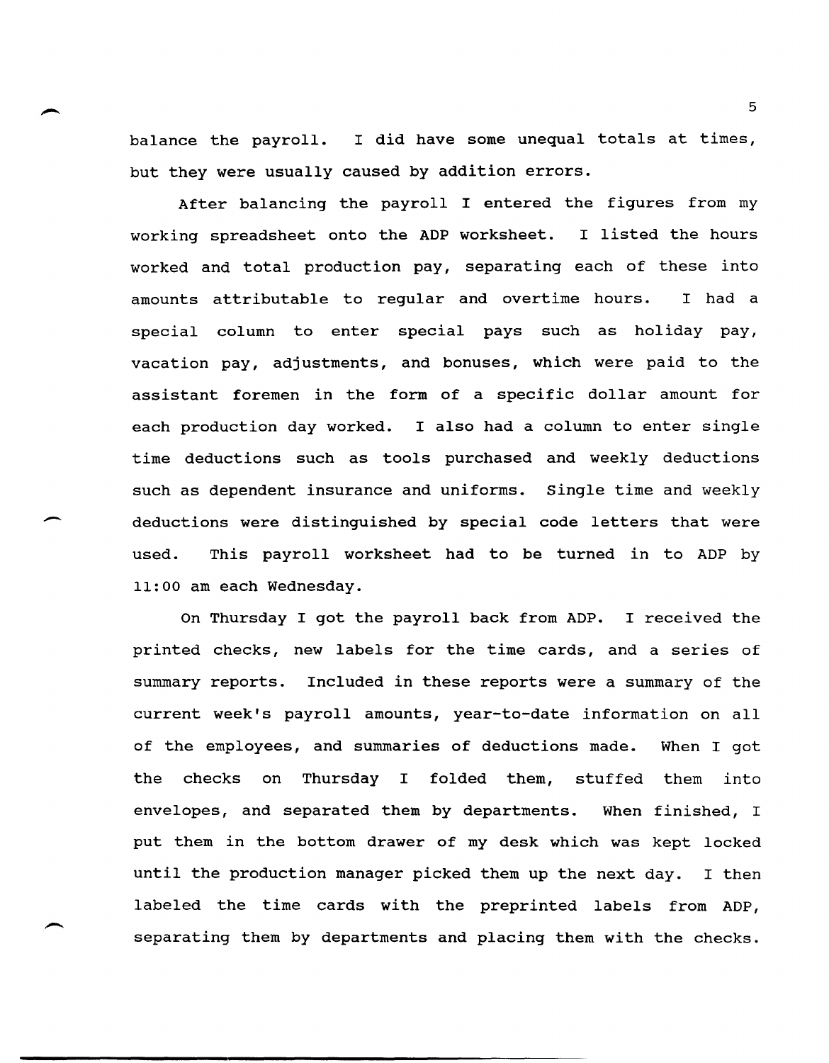balance the payroll. I did have some unequal totals at times, but they were usually caused by addition errors.

After balancing the payroll I entered the figures from my working spreadsheet onto the ADP worksheet. I listed the hours worked and total production pay, separating each of these into amounts attributable to regular and overtime hours. I had a special column to enter special pays such as holiday pay, vacation pay, adjustments, and bonuses, which were paid to the assistant foremen in the form of a specific dollar amount for each production day worked. I also had a column to enter single time deductions such as tools purchased and weekly deductions such as dependent insurance and uniforms. Single time and weekly deductions were distinguished by special code letters that were used. This payroll worksheet had to be turned in to ADP by 11:00 am each Wednesday.

On Thursday I got the payroll back from ADP. I received the printed checks, new labels for the time cards, and a series of summary reports. Included in these reports were a summary of the current week's payroll amounts, year-to-date information on all of the employees, and summaries of deductions made. When I got the checks on Thursday I folded them, stuffed them into envelopes, and separated them by departments. When finished, I put them in the bottom drawer of my desk which was kept locked until the production manager picked them up the next day. I then labeled the time cards with the preprinted labels from ADP, separating them by departments and placing them with the checks.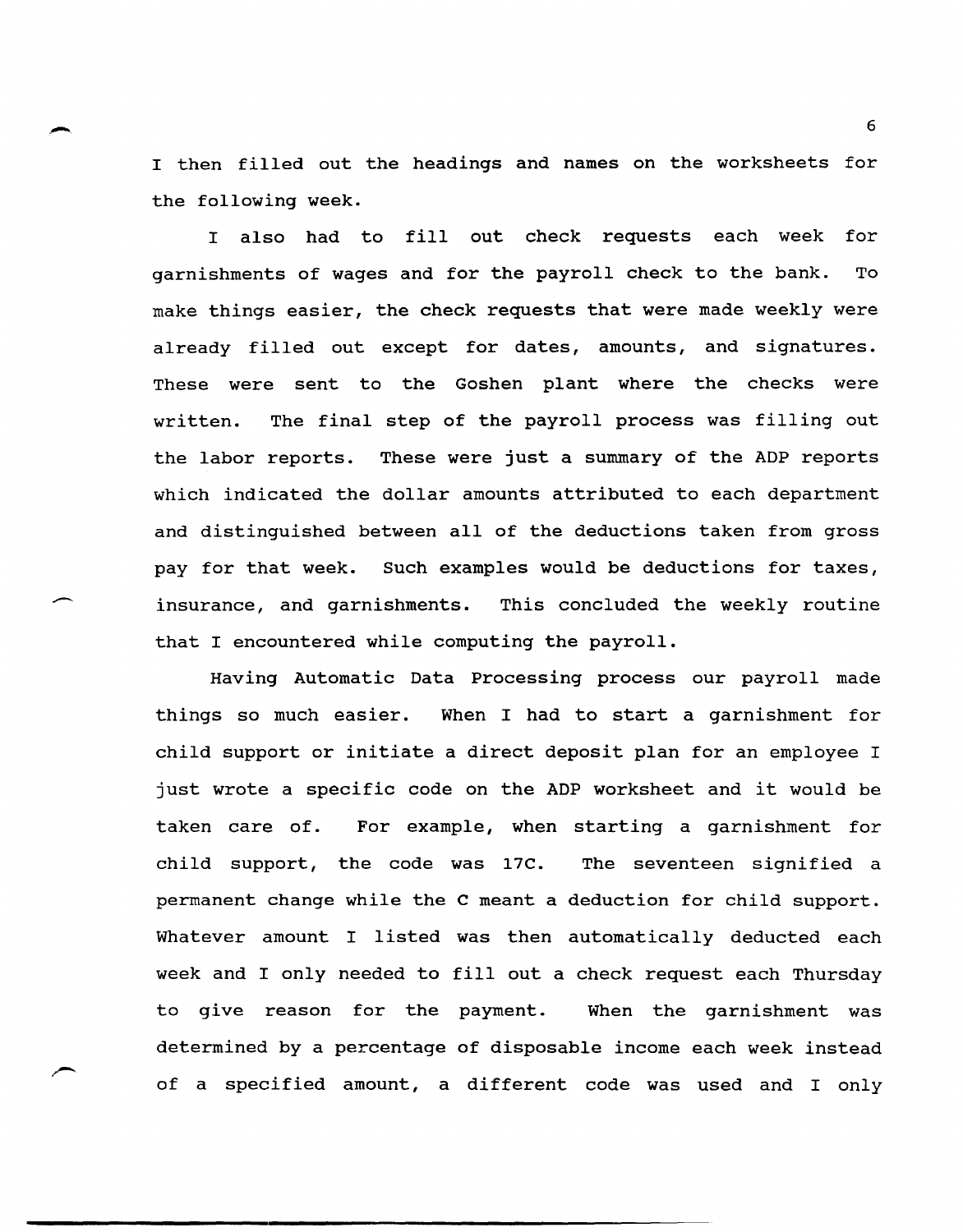I then filled out the headings and names on the worksheets for the following week.

I also had to fill out check requests each week for garnishments of wages and for the payroll check to the bank. To make things easier, the check requests that were made weekly were already filled out except for dates, amounts, and signatures. These were sent to the Goshen plant where the checks were written. The final step of the payroll process was filling out the labor reports. These were just a summary of the ADP reports which indicated the dollar amounts attributed to each department and distinguished between all of the deductions taken from gross pay for that week. Such examples would be deductions for taxes, insurance, and garnishments. This concluded the weekly routine that I encountered while computing the payroll.

Having Automatic Data Processing process our payroll made things so much easier. When I had to start a garnishment for child support or initiate a direct deposit plan for an employee I just wrote a specific code on the ADP worksheet and it would be taken care of. For example, when starting a garnishment for child support, the code was 17C. The seventeen signified a permanent change while the C meant a deduction for child support. Whatever amount I listed was then automatically deducted each week and I only needed to fill out a check request each Thursday to give reason for the payment. When the garnishment was determined by a percentage of disposable income each week instead of a specified amount, a different code was used and I only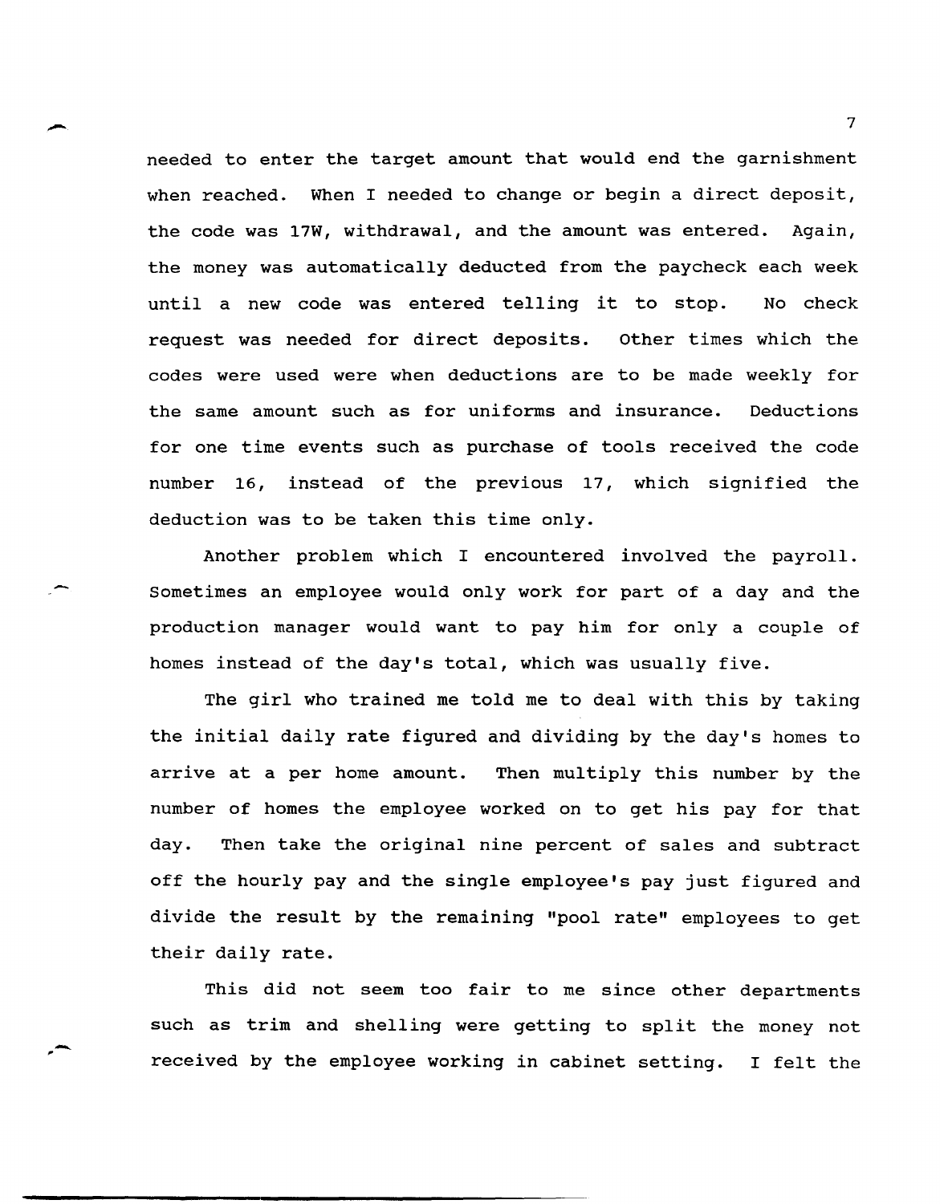needed to enter the target amount that would end the garnishment when reached. When I needed to change or begin a direct deposit, the code was 17W, withdrawal, and the amount was entered. Again, the money was automatically deducted from the paycheck each week until a new code was entered telling it to stop. No check request was needed for direct deposits. Other times which the codes were used were when deductions are to be made weekly for the same amount such as for uniforms and insurance. Deductions for one time events such as purchase of tools received the code number 16, instead of the previous 17, which signified the deduction was to be taken this time only.

Another problem which I encountered involved the payroll. Sometimes an employee would only work for part of a day and the production manager would want to pay him for only a couple of homes instead of the day's total, which was usually five.

The girl who trained me told me to deal with this by taking the initial daily rate figured and dividing by the day's homes to arrive at a per home amount. Then multiply this number by the number of homes the employee worked on to get his pay for that day. Then take the original nine percent of sales and subtract off the hourly pay and the single employee's pay just figured and divide the result by the remaining "pool rate" employees to get their daily rate.

This did not seem too fair to me since other departments such as trim and shelling were getting to split the money not received by the employee working in cabinet setting. I felt the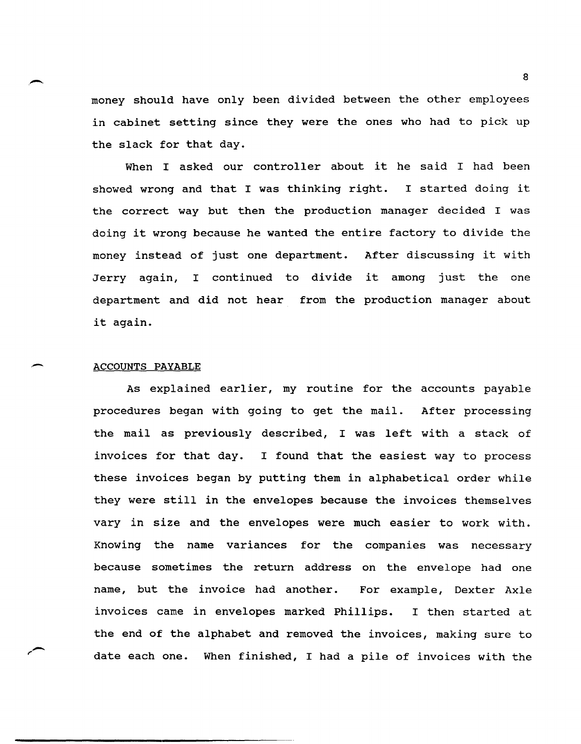money should have only been divided between the other employees in cabinet setting since they were the ones who had to pick up the slack for that day.

When I asked our controller about it he said I had been showed wrong and that I was thinking right. I started doing it the correct way but then the production manager decided I was doing it wrong because he wanted the entire factory to divide the money instead of just one department. After discussing it with Jerry again, I continued to divide it among just the one department and did not hear from the production manager about it again.

ACCOUNTS PAYABLE

As explained earlier, my routine for the accounts payable procedures began with going to get the mail. After processing the mail as previously described, I was left with a stack of invoices for that day. I found that the easiest way to process these invoices began by putting them in alphabetical order while they were still in the envelopes because the invoices themselves vary in size and the envelopes were much easier to work with. Knowing the name variances for the companies was necessary because sometimes the return address on the envelope had one name, but the invoice had another. For example, Dexter Axle invoices came in envelopes marked Phillips. I then started at the end of the alphabet and removed the invoices, making sure to date each one. When finished, I had a pile of invoices with the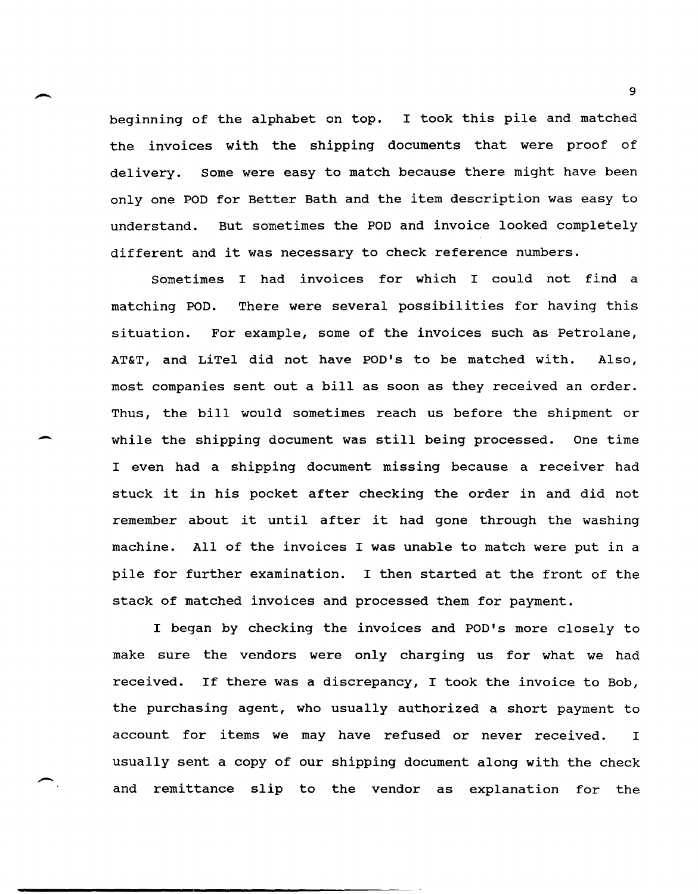beginning of the alphabet on top. I took this pile and matched the invoices with the shipping documents that were proof of delivery. Some were easy to match because there might have been only one POD for Better Bath and the item description was easy to understand. But sometimes the POD and invoice looked completely different and it was necessary to check reference numbers.

Sometimes I had invoices for which I could not find a matching POD. There were several possibilities for having this situation. For example, some of the invoices such as Petrolane, AT&T, and LiTel did not have POD's to be matched with. Also, most companies sent out a bill as soon as they received an order. Thus, the bill would sometimes reach us before the shipment or while the shipping document was still being processed. One time I even had a shipping document missing because a receiver had stuck it in his pocket after checking the order in and did not remember about it until after it had gone through the washing machine. All of the invoices I was unable to match were put in a pile for further examination. I then started at the front of the stack of matched invoices and processed them for payment.

I began by checking the invoices and POD's more closely to make sure the vendors were only charging us for what we had received. If there was a discrepancy, I took the invoice to Bob, the purchasing agent, who usually authorized a short payment to account for items we may have refused or never received. I usually sent a copy of our shipping document along with the check and remittance slip to the vendor as explanation for the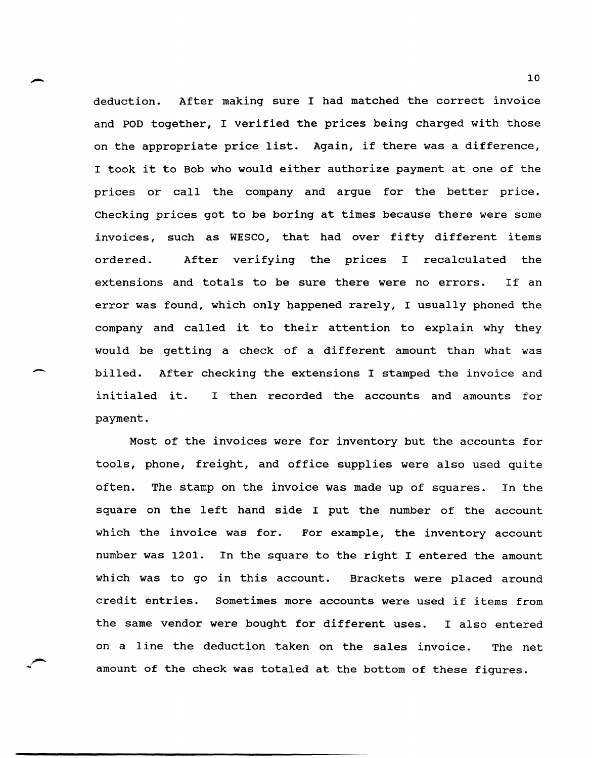deduction. After making sure I had matched the correct invoice and POD together, I verified the prices being charged with those on the appropriate price list. Again, if there was a difference, I took it to Bob who would either authorize payment at one of the prices or call the company and argue for the better price. Checking prices got to be boring at times because there were some invoices, such as WESCO, that had over fifty different items ordered. After verifying the prices I recalculated the extensions and totals to be sure there were no errors. If an error was found, which only happened rarely, I usually phoned the company and called it to their attention to explain why they would be getting a check of a different amount than what was billed. After checking the extensions I stamped the invoice and initialed it. I then recorded the accounts and amounts for payment.

Most of the invoices were for inventory but the accounts for tools, phone, freight, and office supplies were also used quite often. The stamp on the invoice was made up of squares. In the square on the left hand side I put the number of the account which the invoice was for. For example, the inventory account number was 1201. In the square to the right I entered the amount which was to go in this account. Brackets were placed around credit entries. Sometimes more accounts were used if items from the same vendor were bought for different uses. I also entered on a line the deduction taken on the sales invoice. The net amount of the check was totaled at the bottom of these figures.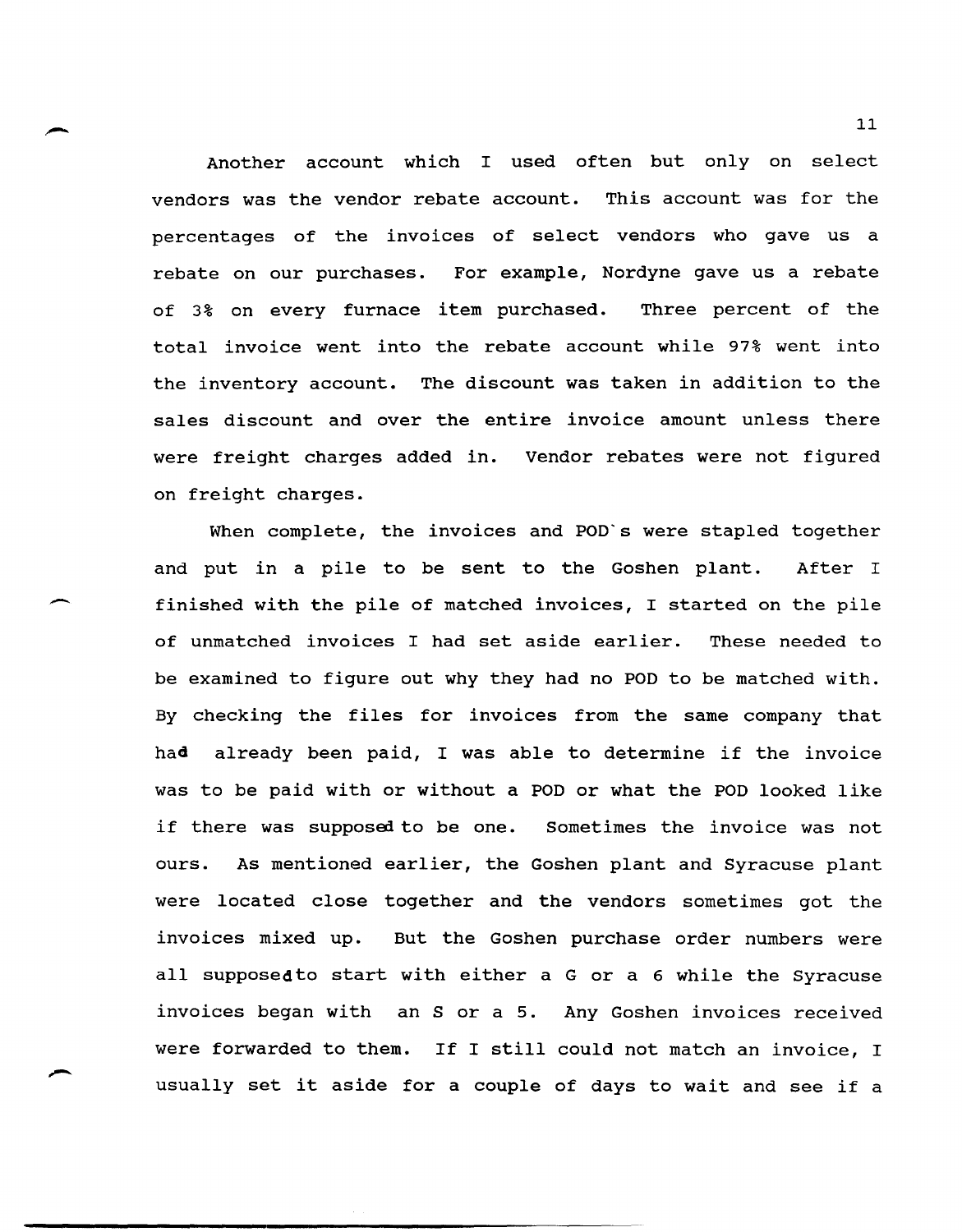Another account which I used often but only on select vendors was the vendor rebate account. This account was for the percentages of the invoices of select vendors who gave us a rebate on our purchases. For example, Nordyne gave us a rebate of 3% on every furnace item purchased. Three percent of the total invoice went into the rebate account while 97% went into the inventory account. The discount was taken in addition to the sales discount and over the entire invoice amount unless there were freight charges added in. Vendor rebates were not figured on freight charges.

When complete, the invoices and POD's were stapled together and put in a pile to be sent to the Goshen plant. After I finished with the pile of matched invoices, I started on the pile of unmatched invoices I had set aside earlier. These needed to be examined to figure out why they had no POD to be matched with. By checking the files for invoices from the same company that had already been paid, I was able to determine if the invoice was to be paid with or without a POD or what the POD looked like if there was supposed to be one. Sometimes the invoice was not ours. As mentioned earlier, the Goshen plant and Syracuse plant were located close together and the vendors sometimes got the invoices mixed up. But the Goshen purchase order numbers were all supposed to start with either a G or a 6 while the Syracuse invoices began with an S or a 5. Any Goshen invoices received were forwarded to them. If I still could not match an invoice, I usually set it aside for a couple of days to wait and see if a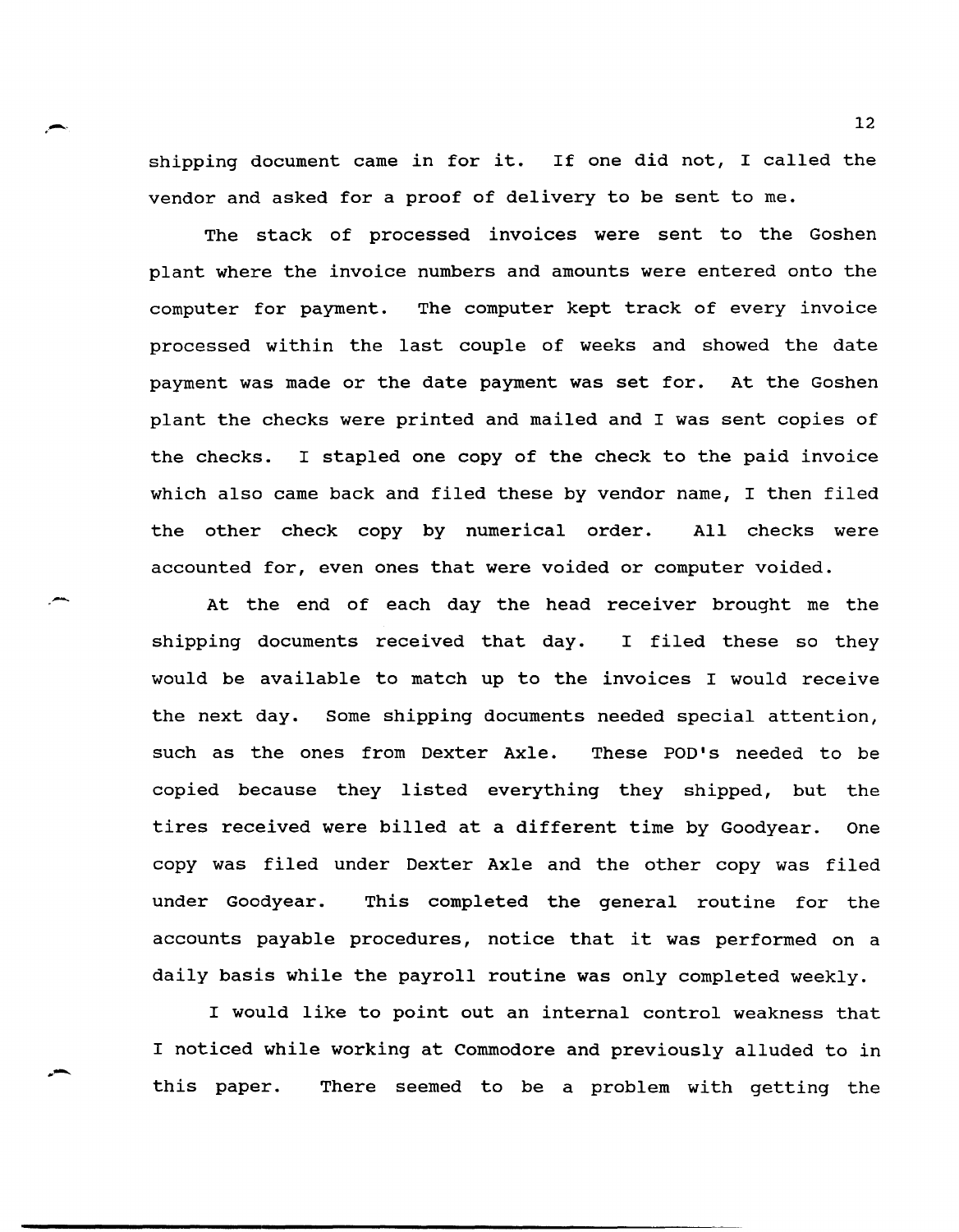shipping document came in for it. If one did not, I called the vendor and asked for a proof of delivery to be sent to me.

The stack of processed invoices were sent to the Goshen plant where the invoice numbers and amounts were entered onto the computer for payment. The computer kept track of every invoice processed within the last couple of weeks and showed the date payment was made or the date payment was set for. At the Goshen plant the checks were printed and mailed and I was sent copies of the checks. I stapled one copy of the check to the paid invoice which also came back and filed these by vendor name, I then filed the other check copy by numerical order. All checks were accounted for, even ones that were voided or computer voided.

At the end of each day the head receiver brought me the shipping documents received that day. I filed these so they would be available to match up to the invoices I would receive the next day. Some shipping documents needed special attention, such as the ones from Dexter Axle. These POD's needed to be copied because they listed everything they shipped, but the tires received were billed at a different time by Goodyear. One copy was filed under Dexter Axle and the other copy was filed under Goodyear. This completed the general routine for the accounts payable procedures, notice that it was performed on a daily basis while the payroll routine was only completed weekly.

I would like to point out an internal control weakness that I noticed while working at Commodore and previously alluded to in this paper. There seemed to be a problem with getting the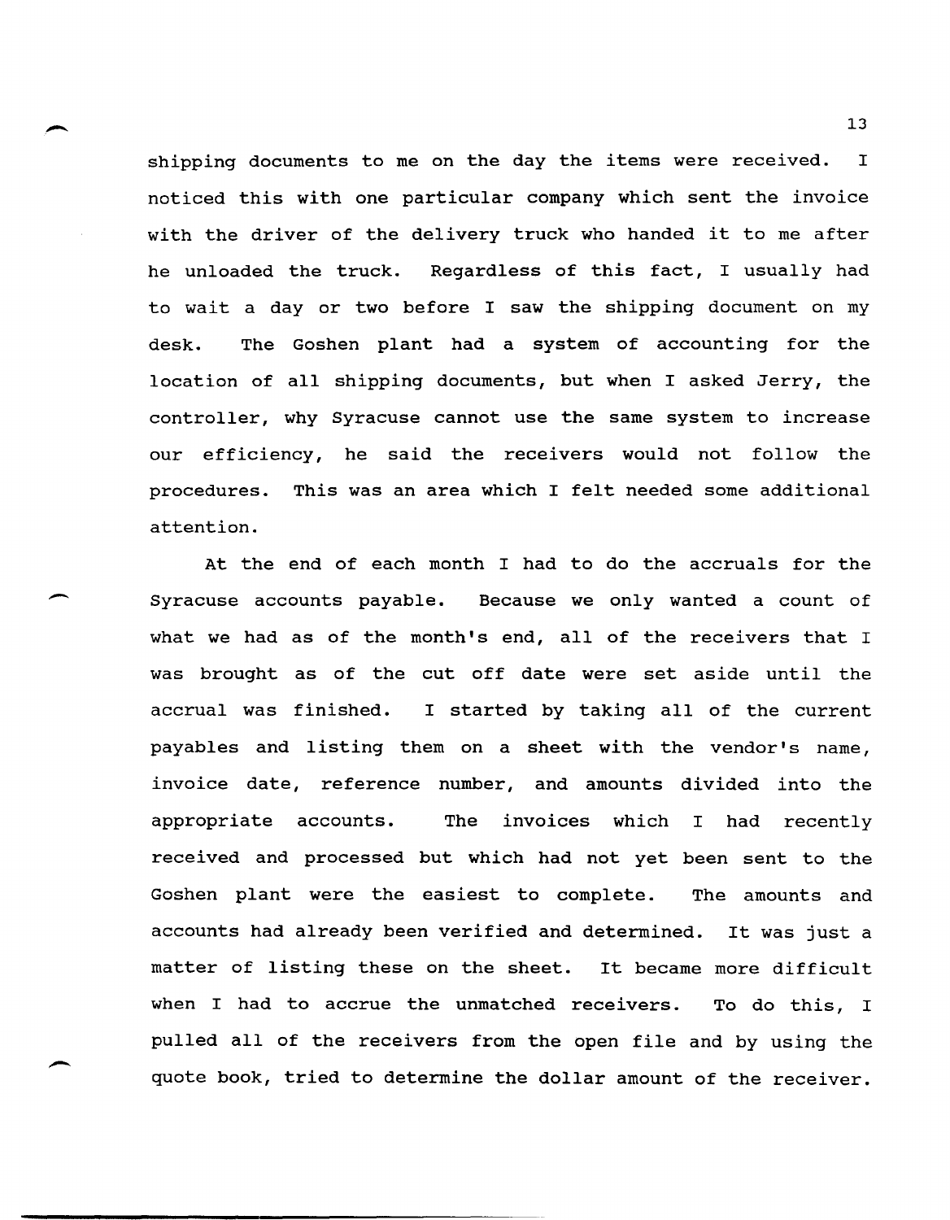shipping documents to me on the day the items were received. I noticed this with one particular company which sent the invoice with the driver of the delivery truck who handed it to me after he unloaded the truck. Regardless of this fact, I usually had to wait a day or two before I saw the shipping document on my desk. The Goshen plant had a system of accounting for the location of all shipping documents, but when I asked Jerry, the controller, why Syracuse cannot use the same system to increase our efficiency, he said the receivers would not follow the procedures. This was an area which I felt needed some additional attention.

At the end of each month I had to do the accruals for the Syracuse accounts payable. Because we only wanted a count of what we had as of the month's end, all of the receivers that I was brought as of the cut off date were set aside until the accrual was finished. I started by taking all of the current payables and listing them on a sheet with the vendor's name, invoice date, reference number, and amounts divided into the appropriate accounts. The invoices which I had recently received and processed but which had not yet been sent to the Goshen plant were the easiest to complete. The amounts and accounts had already been verified and determined. It was just a matter of listing these on the sheet. It became more difficult when I had to accrue the unmatched receivers. To do this, I pulled all of the receivers from the open file and by using the quote book, tried to determine the dollar amount of the receiver.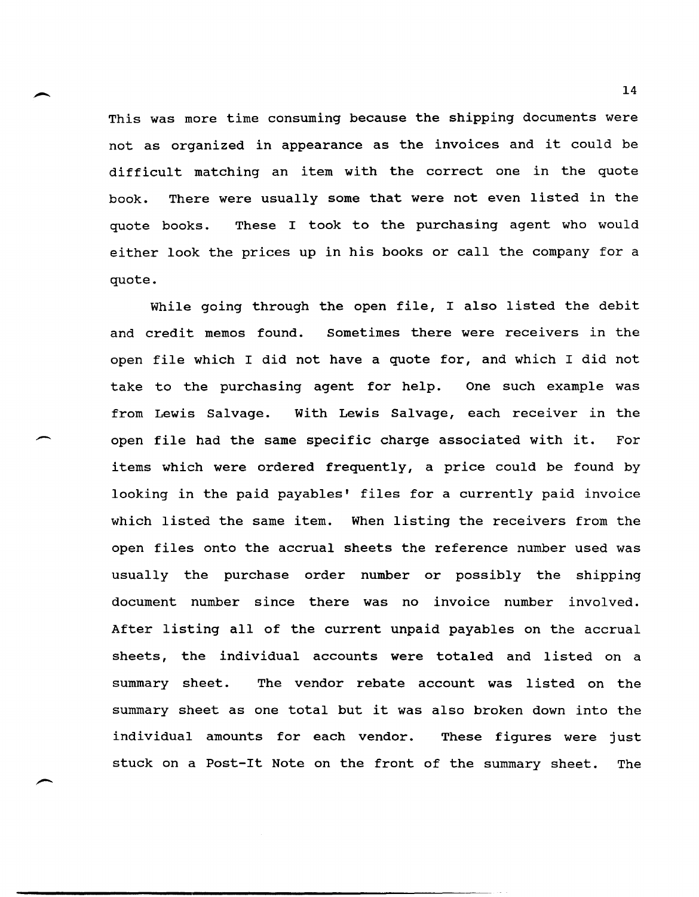This was more time consuming because the shipping documents were not as organized in appearance as the invoices and it could be difficult matching an item with the correct one in the quote book. There were usually some that were not even listed in the quote books. These I took to the purchasing agent who would either look the prices up in his books or call the company for a quote.

While going through the open file, I also listed the debit and credit memos found. Sometimes there were receivers in the open file which I did not have a quote for, and which I did not take to the purchasing agent for help. One such example was from Lewis Salvage. With Lewis Salvage, each receiver in the open file had the same specific charge associated with it. For items which were ordered frequently, a price could be found by looking in the paid payables' files for a currently paid invoice which listed the same item. When listing the receivers from the open files onto the accrual sheets the reference number used was usually the purchase order number or possibly the shipping document number since there was no invoice number involved. After listing all of the current unpaid payables on the accrual sheets, the individual accounts were totaled and listed on a summary sheet. The vendor rebate account was listed on the summary sheet as one total but it was also broken down into the individual amounts for each vendor. These figures were just stuck on a Post-It Note on the front of the summary sheet. The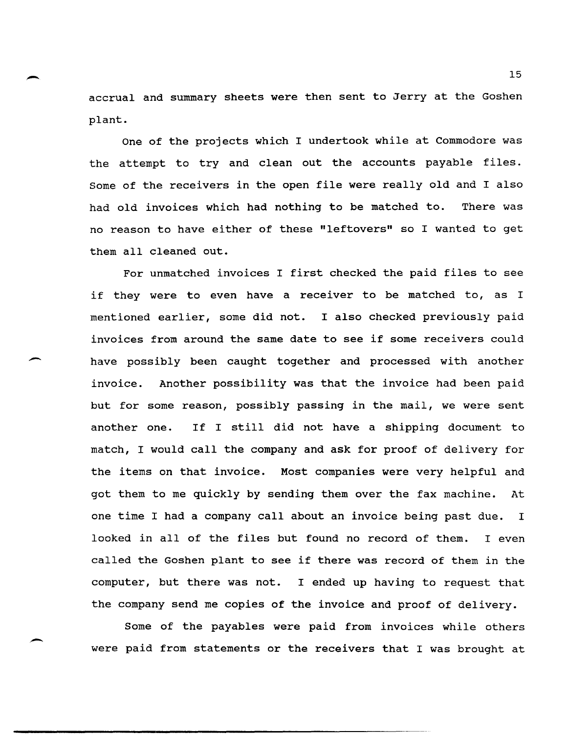accrual and summary sheets were then sent to Jerry at the Goshen plant.

One of the projects which I undertook while at Commodore was the attempt to try and clean out the accounts payable files. Some of the receivers in the open file were really old and I also had old invoices which had nothing to be matched to. There was no reason to have either of these "leftovers" so I wanted to get them all cleaned out.

For unmatched invoices I first checked the paid files to see if they were to even have a receiver to be matched to, as I mentioned earlier, some did not. I also checked previously paid invoices from around the same date to see if some receivers could have possibly been caught together and processed with another invoice. Another possibility was that the invoice had been paid but for some reason, possibly passing in the mail, we were sent another one. If I still did not have a shipping document to match, I would call the company and ask for proof of delivery for the items on that invoice. Most companies were very helpful and got them to me quickly by sending them over the fax machine. At one time I had a company call about an invoice being past due. I looked in all of the files but found no record of them. I even called the Goshen plant to see if there was record of them in the computer, but there was not. I ended up having to request that the company send me copies of the invoice and proof of delivery.

Some of the payables were paid from invoices while others were paid from statements or the receivers that I was brought at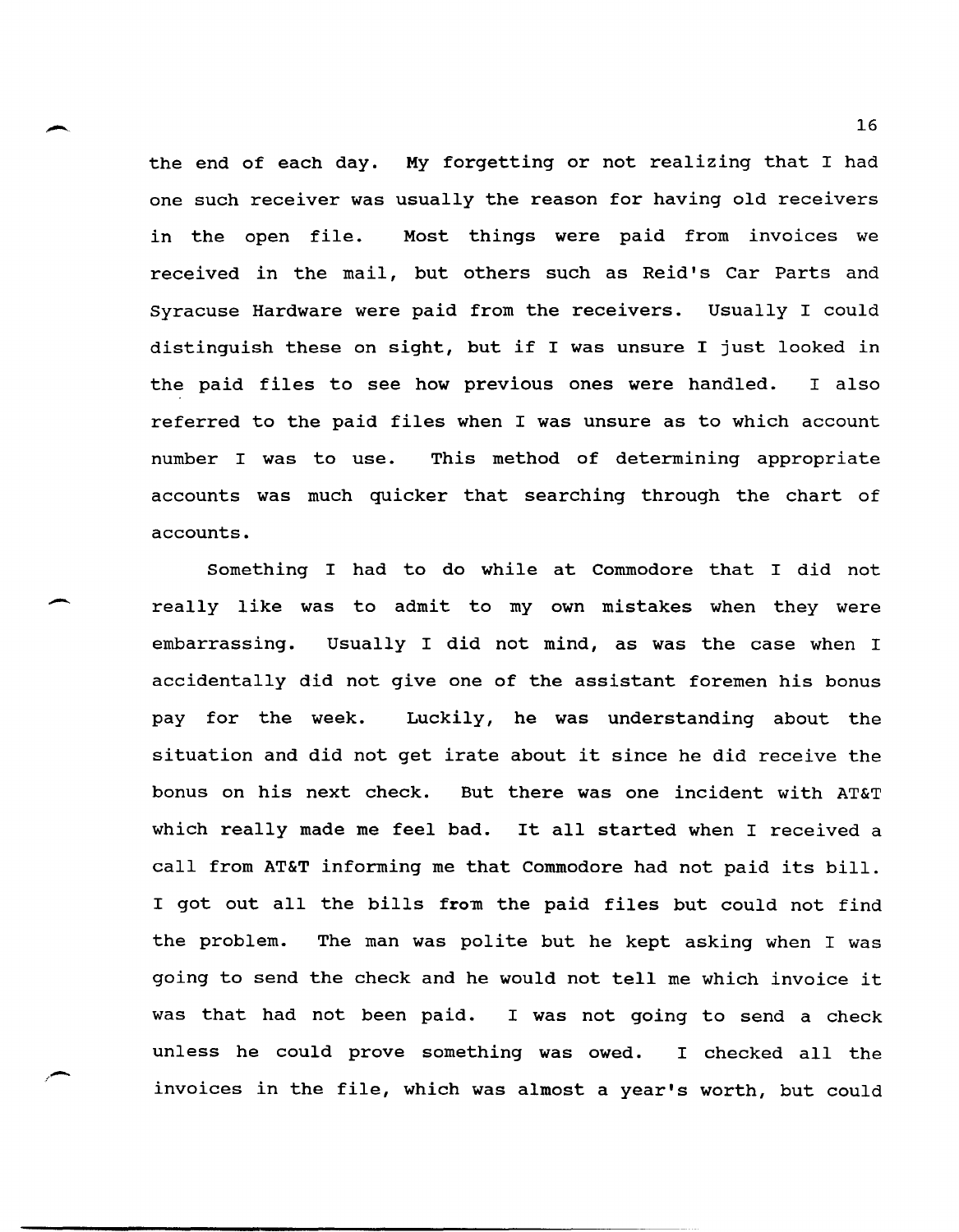the end of each day. My forgetting or not realizing that I had one such receiver was usually the reason for having old receivers in the open file. Most things were paid from invoices we received in the mail, but others such as Reid's Car Parts and Syracuse Hardware were paid from the receivers. Usually I could distinguish these on sight, but if I was unsure I just looked in the paid files to see how previous ones were handled. I also referred to the paid files when I was unsure as to which account number I was to use. This method of determining appropriate accounts was much quicker that searching through the chart of accounts.

Something I had to do while at Commodore that I did not really like was to admit to my own mistakes when they were embarrassing. Usually I did not mind, as was the case when I accidentally did not give one of the assistant foremen his bonus pay for the week. Luckily, he was understanding about the situation and did not get irate about it since he did receive the bonus on his next check. But there was one incident with AT&T which really made me feel bad. It all started when I received a call from AT&T informing me that Commodore had not paid its bill. I got out all the bills from the paid files but could not find the problem. The man was polite but he kept asking when I was going to send the check and he would not tell me which invoice it was that had not been paid. I was not going to send a check unless he could prove something was owed. I checked all the invoices in the file, which was almost a year's worth, but could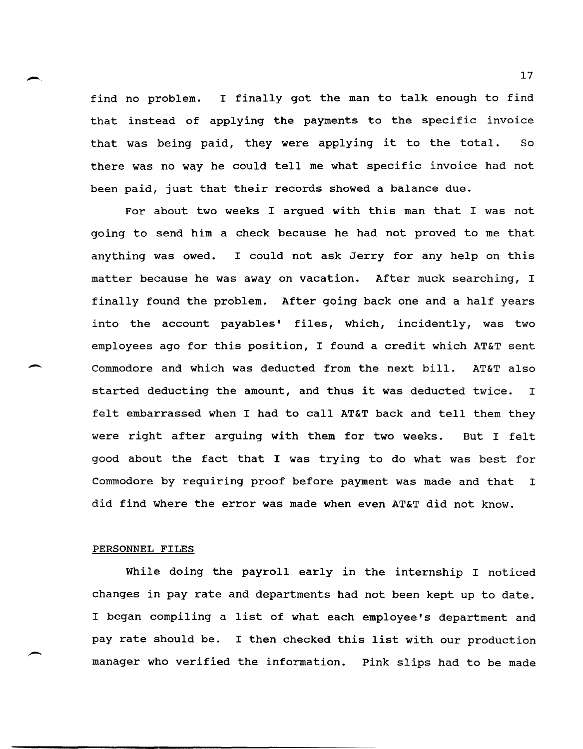find no problem. I finally got the man to talk enough to find that instead of applying the payments to the specific invoice that was being paid, they were applying it to the total. So there was no way he could tell me what specific invoice had not been paid, just that their records showed a balance due.

For about two weeks I argued with this man that I was not going to send him a check because he had not proved to me that anything was owed. I could not ask Jerry for any help on this matter because he was away on vacation. After muck searching, I finally found the problem. After going back one and a half years into the account payables' files, which, incidently, was two employees ago for this position, I found a credit which AT&T sent Commodore and which was deducted from the next bill. AT&T also started deducting the amount, and thus it was deducted twice. I felt embarrassed when I had to call AT&T back and tell them they were right after arguing with them for two weeks. But I felt good about the fact that I was trying to do what was best for Commodore by requiring proof before payment was made and that I did find where the error was made when even AT&T did not know.

PERSONNEL FILES

While doing the payroll early in the internship I noticed changes in pay rate and departments had not been kept up to date. I began compiling a list of what each employee's department and pay rate should be. I then checked this list with our production manager who verified the information. Pink slips had to be made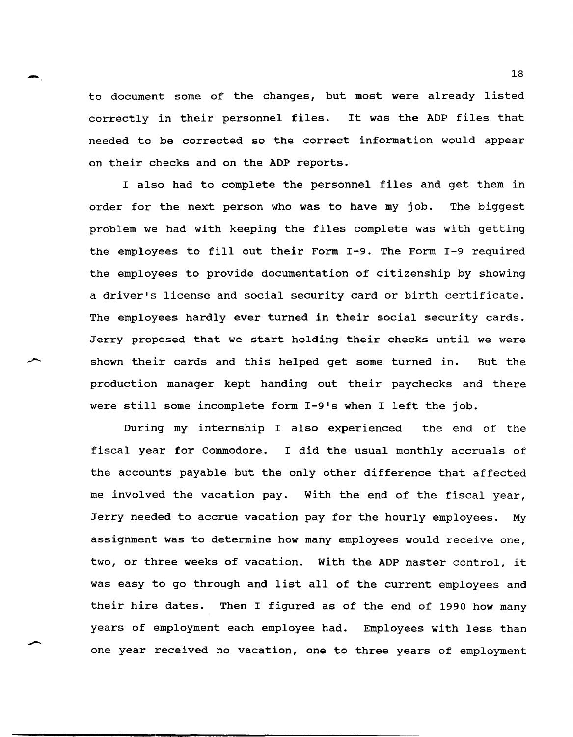to document some of the changes, but most were already listed correctly in their personnel files. It was the ADP files that needed to be corrected so the correct information would appear on their checks and on the ADP reports.

I also had to complete the personnel files and get them in order for the next person who was to have my job. The biggest problem we had with keeping the files complete was with getting the employees to fill out their Form I-9. The Form I-9 required the employees to provide documentation of citizenship by showing a driver's license and social security card or birth certificate. The employees hardly ever turned in their social security cards. Jerry proposed that we start holding their checks until we were shown their cards and this helped get some turned in. But the production manager kept handing out their paychecks and there were still some incomplete form I-9's when I left the job.

During my internship I also experienced the end of the fiscal year for Commodore. I did the usual monthly accruals of the accounts payable but the only other difference that affected me involved the vacation pay. With the end of the fiscal year, Jerry needed to accrue vacation pay for the hourly employees. My assignment was to determine how many employees would receive one, two, or three weeks of vacation. With the ADP master control, it was easy to go through and list all of the current employees and their hire dates. Then I figured as of the end of 1990 how many years of employment each employee had. Employees with less than one year received no vacation, one to three years of employment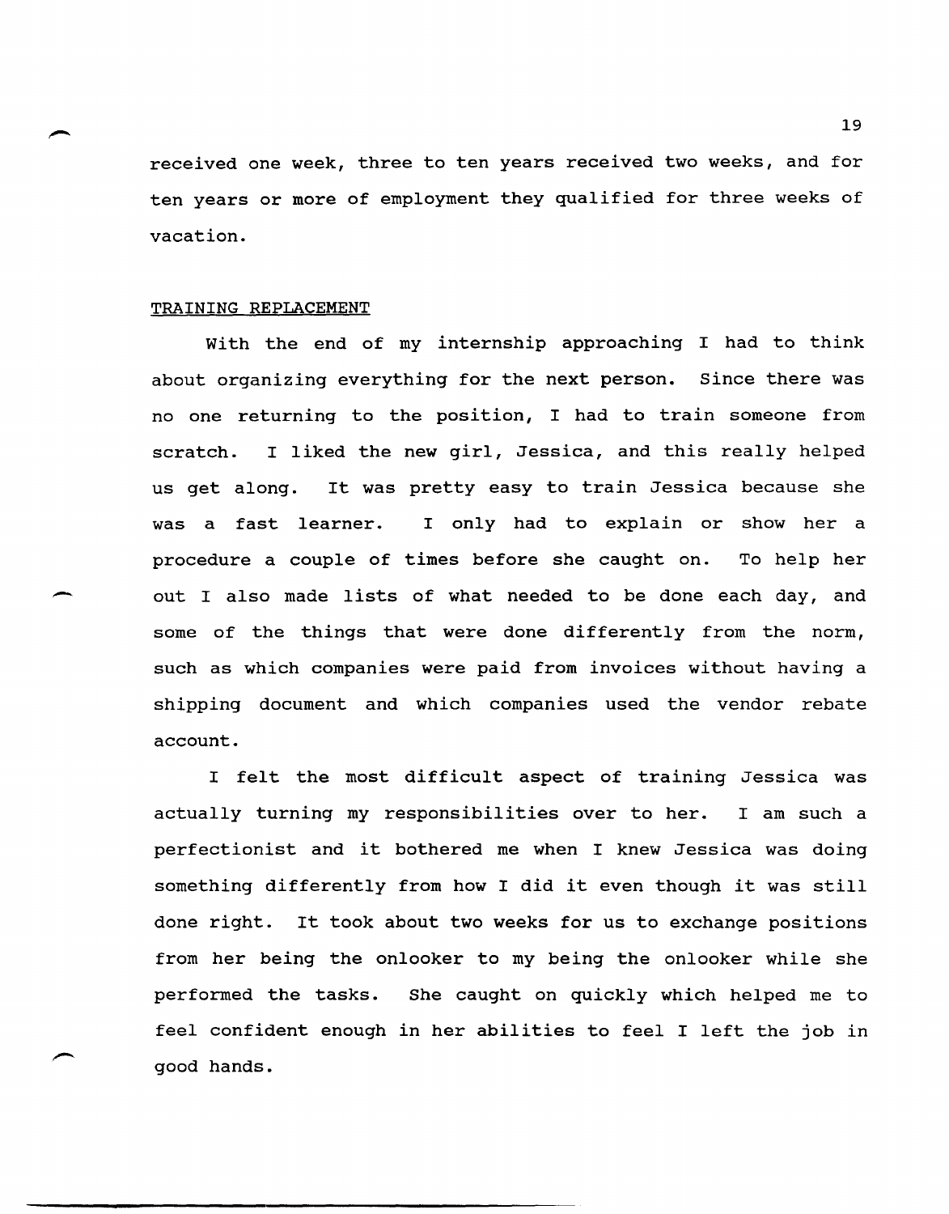received one week, three to ten years received two weeks, and for ten years or more of employment they qualified for three weeks of vacation.

## TRAINING REPLACEMENT

With the end of my internship approaching I had to think about organizing everything for the next person. Since there was no one returning to the position, I had to train someone from scratch. I liked the new girl, Jessica, and this really helped us get along. It was pretty easy to train Jessica because she was a fast learner. I only had to explain or show her a procedure a couple of times before she caught on. To help her out I also made lists of what needed to be done each day, and some of the things that were done differently from the norm, such as which companies were paid from invoices without having a shipping document and which companies used the vendor rebate account.

I felt the most difficult aspect of training Jessica was actually turning my responsibilities over to her. I am such a perfectionist and it bothered me when I knew Jessica was doing something differently from how I did it even though it was still done right. It took about two weeks for us to exchange positions from her being the onlooker to my being the onlooker while she performed the tasks. She caught on quickly which helped me to feel confident enough in her abilities to feel I left the job in good hands.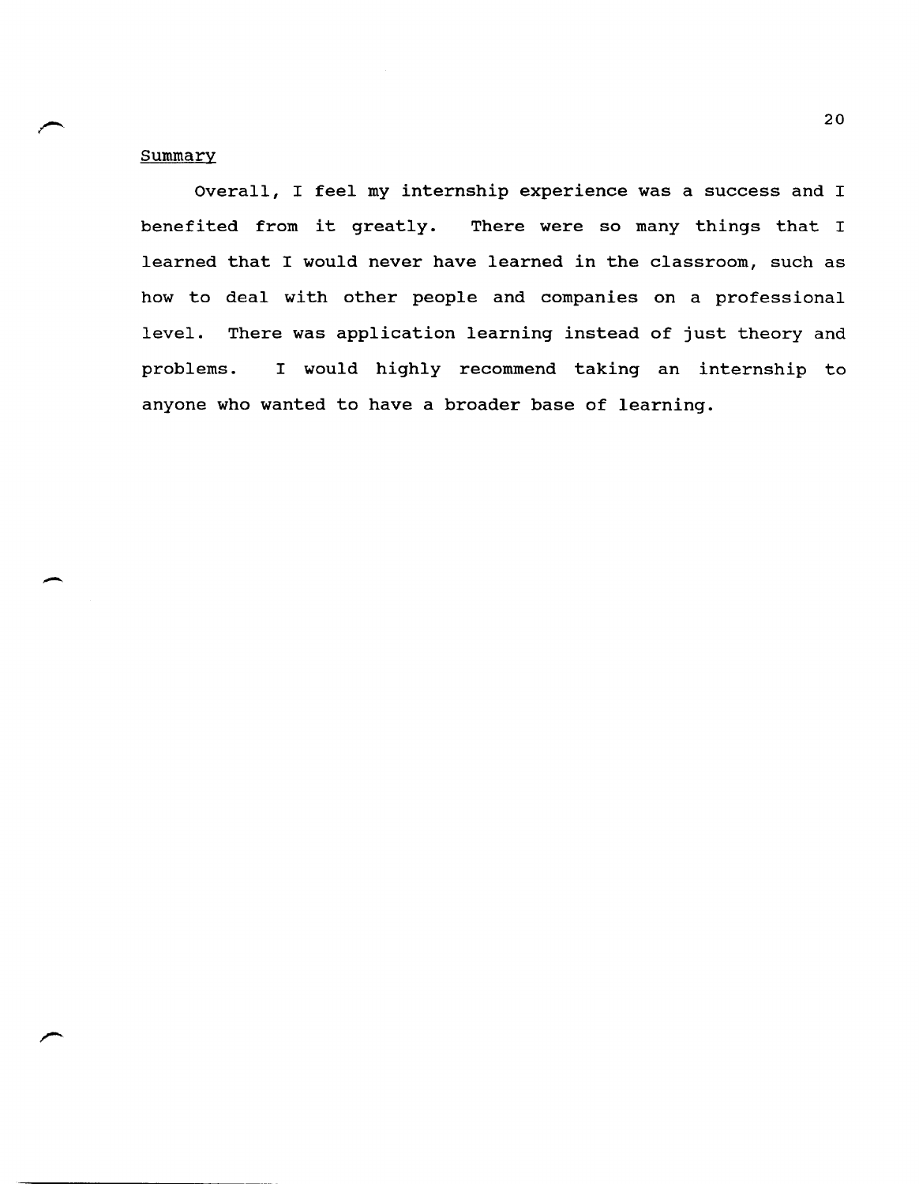## Summary

Overall, I feel my internship experience was a success and I benefited from it greatly. There were so many things that I learned that I would never have learned in the classroom, such as how to deal with other people and companies on a professional level. There was application learning instead of just theory and problems. I would highly recommend taking an internship to anyone who wanted to have a broader base of learning.